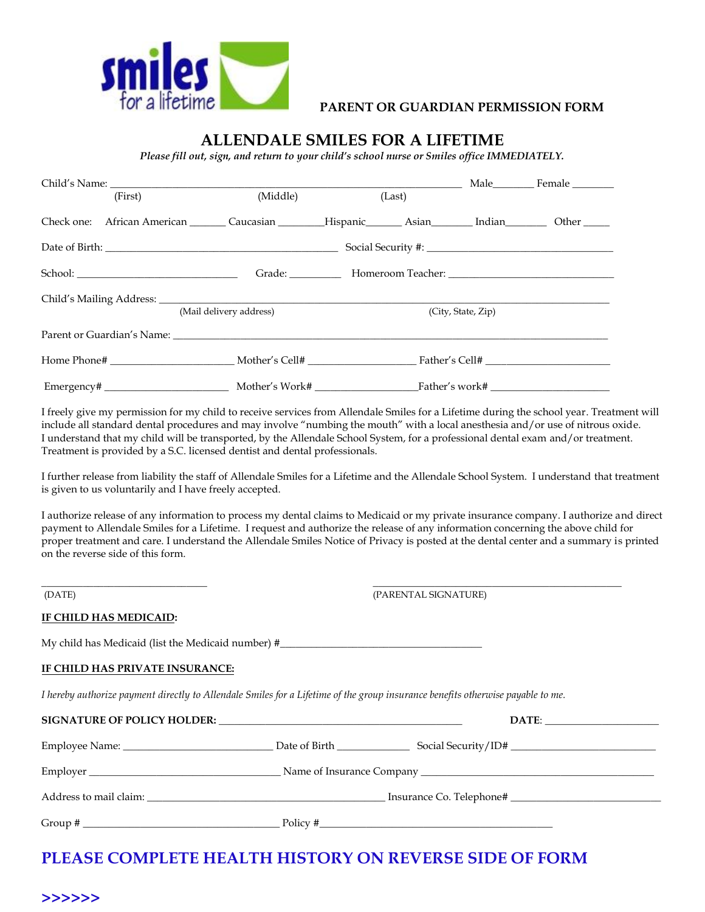smiles for a lifetime

**PARENT OR GUARDIAN PERMISSION FORM**

# ALLENDALE SMILES FOR A LIFETIME

*Please fill out, sign, and return to your child's school nurse or Smiles office IMMEDIATELY.*

Child's Name: ____________________________________________ Male_______ Female _______
(First) (Middle) (Last)

Check one: African American _______ Caucasian ________Hispanic_______ Asian_______ Indian________ Other _____

Date of Birth: ________________________________ Social Security #: ____________________________

School: ______________________ Grade: _________ Homeroom Teacher: ________________________

Child's Mailing Address: _____________________________________________________________
(Mail delivery address) (City, State, Zip)

Parent or Guardian's Name: ____________________________________________________________

Home Phone# ___________________ Mother's Cell# _________________ Father's Cell# ___________________

Emergency# ___________________ Mother's Work# _________________Father's work# ___________________

I freely give my permission for my child to receive services from Allendale Smiles for a Lifetime during the school year. Treatment will include all standard dental procedures and may involve "numbing the mouth" with a local anesthesia and/or use of nitrous oxide. I understand that my child will be transported, by the Allendale School System, for a professional dental exam and/or treatment. Treatment is provided by a S.C. licensed dentist and dental professionals.

I further release from liability the staff of Allendale Smiles for a Lifetime and the Allendale School System. I understand that treatment is given to us voluntarily and I have freely accepted.

I authorize release of any information to process my dental claims to Medicaid or my private insurance company. I authorize and direct payment to Allendale Smiles for a Lifetime. I request and authorize the release of any information concerning the above child for proper treatment and care. I understand the Allendale Smiles Notice of Privacy is posted at the dental center and a summary is printed on the reverse side of this form.

_____________________________ ________________________________________
(DATE) (PARENTAL SIGNATURE)

**IF CHILD HAS MEDICAID:**

My child has Medicaid (list the Medicaid number) #___________________________________

**IF CHILD HAS PRIVATE INSURANCE:**

*I hereby authorize payment directly to Allendale Smiles for a Lifetime of the group insurance benefits otherwise payable to me.*

**SIGNATURE OF POLICY HOLDER:** ________________________________________ **DATE:** ___________________

Employee Name: ______________________ Date of Birth ___________ Social Security/ID# ______________________

Employer ____________________________ Name of Insurance Company ______________________________________

Address to mail claim: __________________________________ Insurance Co. Telephone# ______________________

Group # _____________________________ Policy #_______________________________________

## PLEASE COMPLETE HEALTH HISTORY ON REVERSE SIDE OF FORM

**>>>>>>**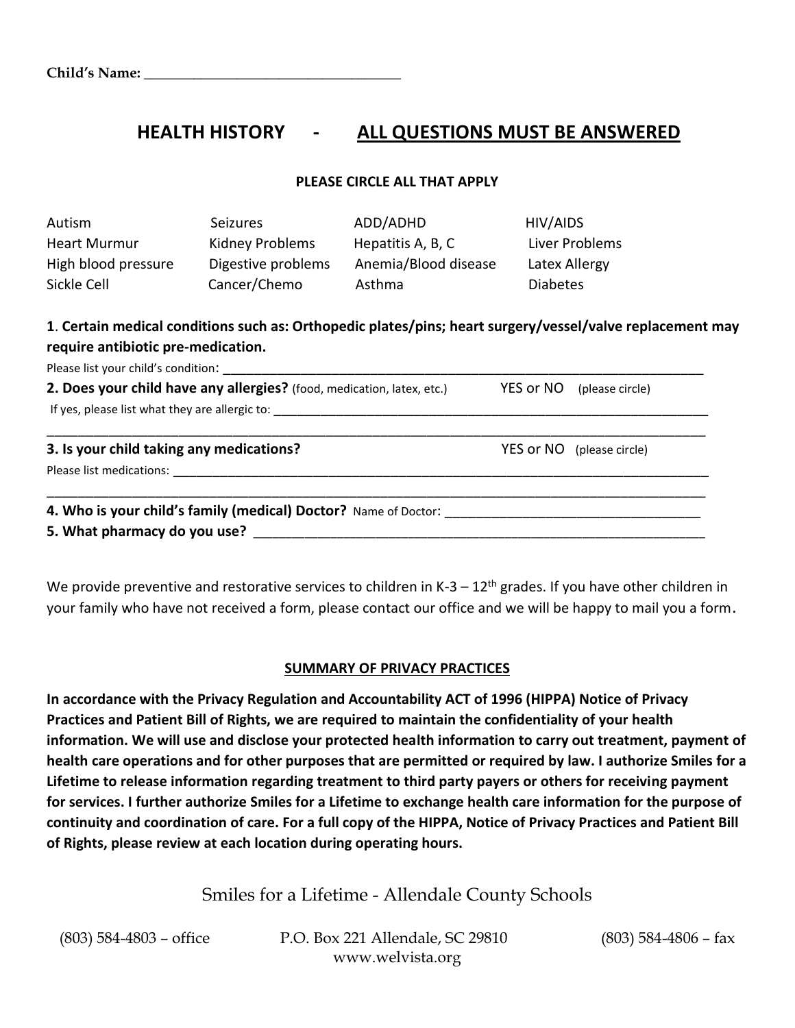**Child's Name:** ___________________________________

## HEALTH HISTORY - ALL QUESTIONS MUST BE ANSWERED

**PLEASE CIRCLE ALL THAT APPLY**

| | | | |
|---|---|---|---|
| Autism | Seizures | ADD/ADHD | HIV/AIDS |
| Heart Murmur | Kidney Problems | Hepatitis A, B, C | Liver Problems |
| High blood pressure | Digestive problems | Anemia/Blood disease | Latex Allergy |
| Sickle Cell | Cancer/Chemo | Asthma | Diabetes |

**1. Certain medical conditions such as: Orthopedic plates/pins; heart surgery/vessel/valve replacement may require antibiotic pre-medication.**

Please list your child's condition: ____________________________________________________________________

**2. Does your child have any allergies?** (food, medication, latex, etc.) YES or NO (please circle)

If yes, please list what they are allergic to: ____________________________________________________________

____________________________________________________________________________________________

**3. Is your child taking any medications?** YES or NO (please circle)

Please list medications: ___________________________________________________________________________

____________________________________________________________________________________________

**4. Who is your child's family (medical) Doctor?** Name of Doctor: __________________________________

**5. What pharmacy do you use?** ______________________________________________________________

We provide preventive and restorative services to children in K-3 – 12th grades. If you have other children in your family who have not received a form, please contact our office and we will be happy to mail you a form.

### SUMMARY OF PRIVACY PRACTICES

**In accordance with the Privacy Regulation and Accountability ACT of 1996 (HIPPA) Notice of Privacy Practices and Patient Bill of Rights, we are required to maintain the confidentiality of your health information. We will use and disclose your protected health information to carry out treatment, payment of health care operations and for other purposes that are permitted or required by law. I authorize Smiles for a Lifetime to release information regarding treatment to third party payers or others for receiving payment for services. I further authorize Smiles for a Lifetime to exchange health care information for the purpose of continuity and coordination of care. For a full copy of the HIPPA, Notice of Privacy Practices and Patient Bill of Rights, please review at each location during operating hours.**

Smiles for a Lifetime - Allendale County Schools

(803) 584-4803 – office P.O. Box 221 Allendale, SC 29810 (803) 584-4806 – fax

www.welvista.org